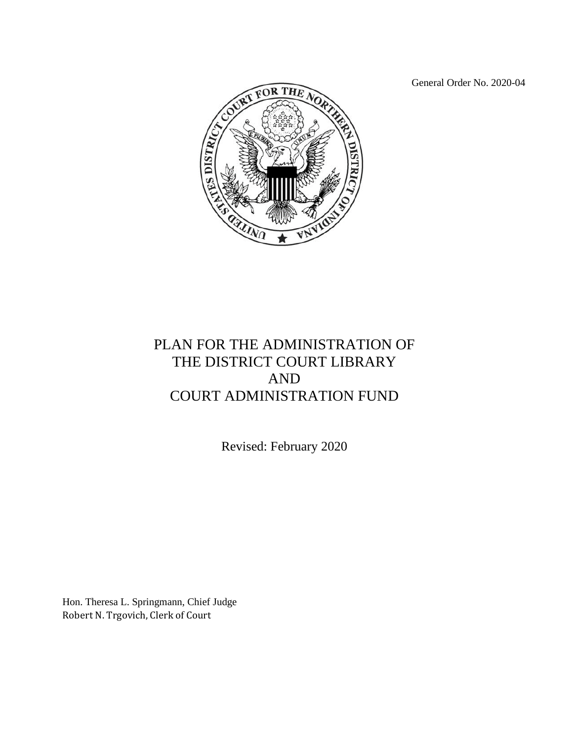General Order No. 2020-04

# PLAN FOR THE ADMINISTRATION OF THE DISTRICT COURT LIBRARY AND COURT ADMINISTRATION FUND

Revised: February 2020

Hon. Theresa L. Springmann, Chief Judge
Robert N. Trgovich, Clerk of Court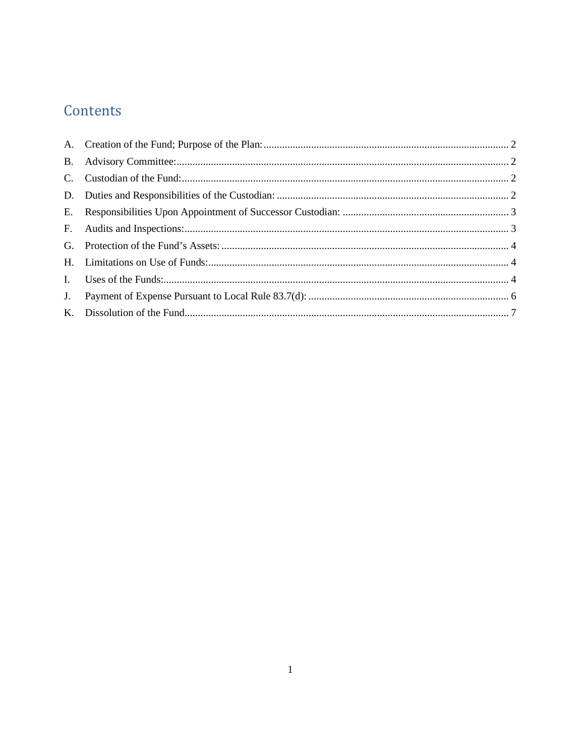# Contents

A. Creation of the Fund; Purpose of the Plan: ... 2
B. Advisory Committee: ... 2
C. Custodian of the Fund: ... 2
D. Duties and Responsibilities of the Custodian: ... 2
E. Responsibilities Upon Appointment of Successor Custodian: ... 3
F. Audits and Inspections: ... 3
G. Protection of the Fund's Assets: ... 4
H. Limitations on Use of Funds: ... 4
I. Uses of the Funds: ... 4
J. Payment of Expense Pursuant to Local Rule 83.7(d): ... 6
K. Dissolution of the Fund ... 7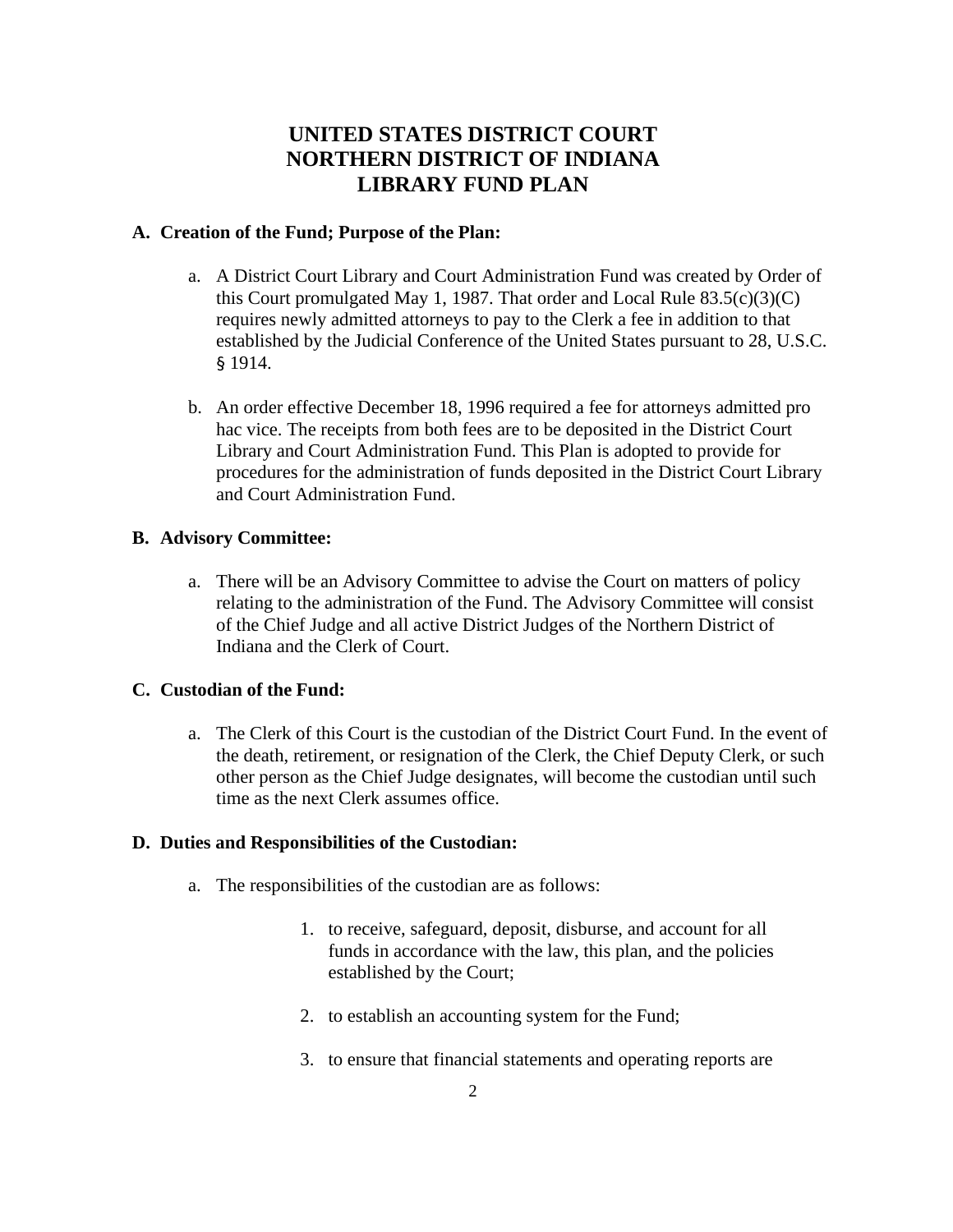# UNITED STATES DISTRICT COURT NORTHERN DISTRICT OF INDIANA LIBRARY FUND PLAN

### A. Creation of the Fund; Purpose of the Plan:

a. A District Court Library and Court Administration Fund was created by Order of this Court promulgated May 1, 1987. That order and Local Rule 83.5(c)(3)(C) requires newly admitted attorneys to pay to the Clerk a fee in addition to that established by the Judicial Conference of the United States pursuant to 28, U.S.C. § 1914.

b. An order effective December 18, 1996 required a fee for attorneys admitted pro hac vice. The receipts from both fees are to be deposited in the District Court Library and Court Administration Fund. This Plan is adopted to provide for procedures for the administration of funds deposited in the District Court Library and Court Administration Fund.

### B. Advisory Committee:

a. There will be an Advisory Committee to advise the Court on matters of policy relating to the administration of the Fund. The Advisory Committee will consist of the Chief Judge and all active District Judges of the Northern District of Indiana and the Clerk of Court.

### C. Custodian of the Fund:

a. The Clerk of this Court is the custodian of the District Court Fund. In the event of the death, retirement, or resignation of the Clerk, the Chief Deputy Clerk, or such other person as the Chief Judge designates, will become the custodian until such time as the next Clerk assumes office.

### D. Duties and Responsibilities of the Custodian:

a. The responsibilities of the custodian are as follows:

1. to receive, safeguard, deposit, disburse, and account for all funds in accordance with the law, this plan, and the policies established by the Court;

2. to establish an accounting system for the Fund;

3. to ensure that financial statements and operating reports are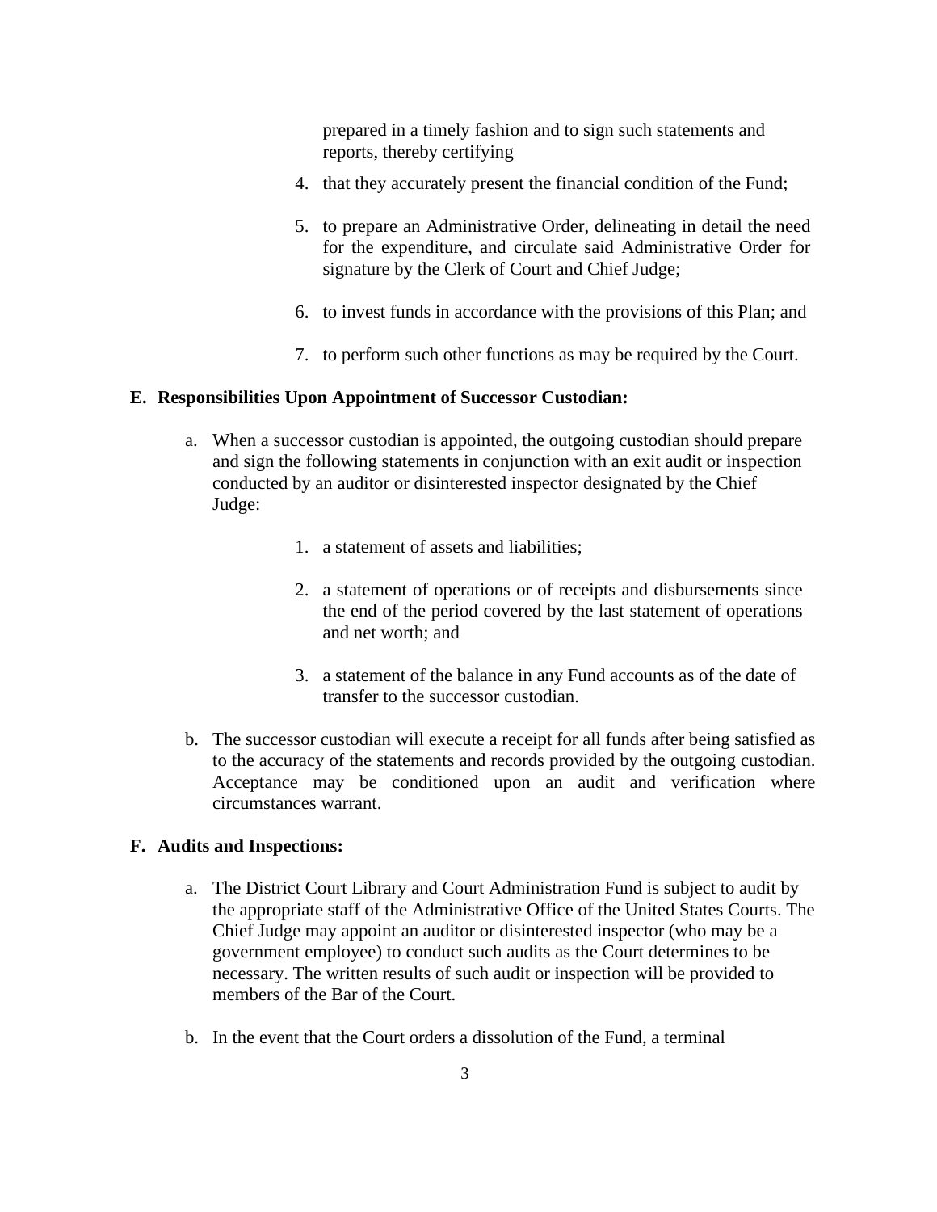prepared in a timely fashion and to sign such statements and reports, thereby certifying

4. that they accurately present the financial condition of the Fund;

5. to prepare an Administrative Order, delineating in detail the need for the expenditure, and circulate said Administrative Order for signature by the Clerk of Court and Chief Judge;

6. to invest funds in accordance with the provisions of this Plan; and

7. to perform such other functions as may be required by the Court.

**E. Responsibilities Upon Appointment of Successor Custodian:**

a. When a successor custodian is appointed, the outgoing custodian should prepare and sign the following statements in conjunction with an exit audit or inspection conducted by an auditor or disinterested inspector designated by the Chief Judge:

   1. a statement of assets and liabilities;

   2. a statement of operations or of receipts and disbursements since the end of the period covered by the last statement of operations and net worth; and

   3. a statement of the balance in any Fund accounts as of the date of transfer to the successor custodian.

b. The successor custodian will execute a receipt for all funds after being satisfied as to the accuracy of the statements and records provided by the outgoing custodian. Acceptance may be conditioned upon an audit and verification where circumstances warrant.

**F. Audits and Inspections:**

a. The District Court Library and Court Administration Fund is subject to audit by the appropriate staff of the Administrative Office of the United States Courts. The Chief Judge may appoint an auditor or disinterested inspector (who may be a government employee) to conduct such audits as the Court determines to be necessary. The written results of such audit or inspection will be provided to members of the Bar of the Court.

b. In the event that the Court orders a dissolution of the Fund, a terminal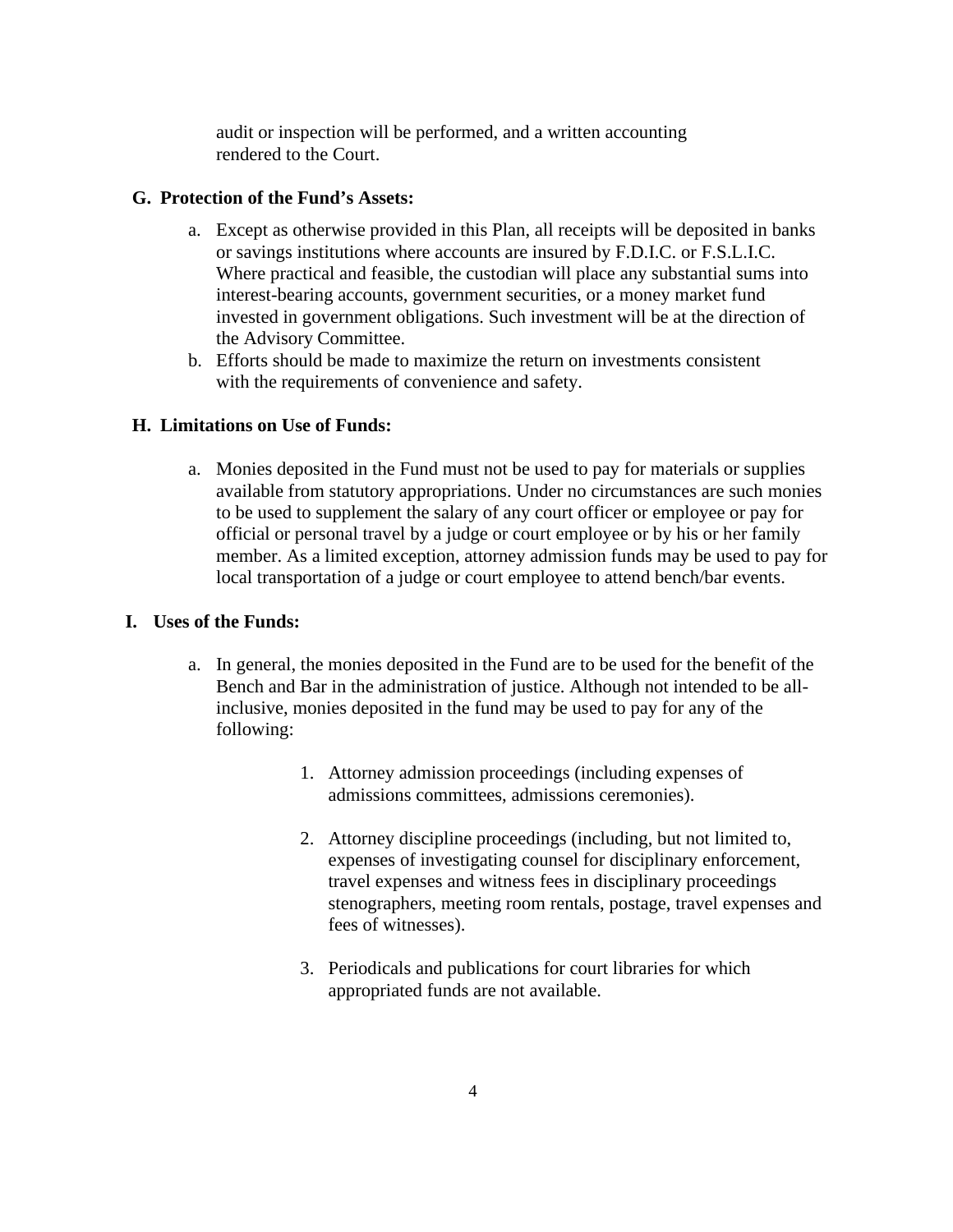audit or inspection will be performed, and a written accounting rendered to the Court.

**G. Protection of the Fund's Assets:**

a. Except as otherwise provided in this Plan, all receipts will be deposited in banks or savings institutions where accounts are insured by F.D.I.C. or F.S.L.I.C. Where practical and feasible, the custodian will place any substantial sums into interest-bearing accounts, government securities, or a money market fund invested in government obligations. Such investment will be at the direction of the Advisory Committee.

b. Efforts should be made to maximize the return on investments consistent with the requirements of convenience and safety.

**H. Limitations on Use of Funds:**

a. Monies deposited in the Fund must not be used to pay for materials or supplies available from statutory appropriations. Under no circumstances are such monies to be used to supplement the salary of any court officer or employee or pay for official or personal travel by a judge or court employee or by his or her family member. As a limited exception, attorney admission funds may be used to pay for local transportation of a judge or court employee to attend bench/bar events.

**I. Uses of the Funds:**

a. In general, the monies deposited in the Fund are to be used for the benefit of the Bench and Bar in the administration of justice. Although not intended to be all-inclusive, monies deposited in the fund may be used to pay for any of the following:

1. Attorney admission proceedings (including expenses of admissions committees, admissions ceremonies).

2. Attorney discipline proceedings (including, but not limited to, expenses of investigating counsel for disciplinary enforcement, travel expenses and witness fees in disciplinary proceedings stenographers, meeting room rentals, postage, travel expenses and fees of witnesses).

3. Periodicals and publications for court libraries for which appropriated funds are not available.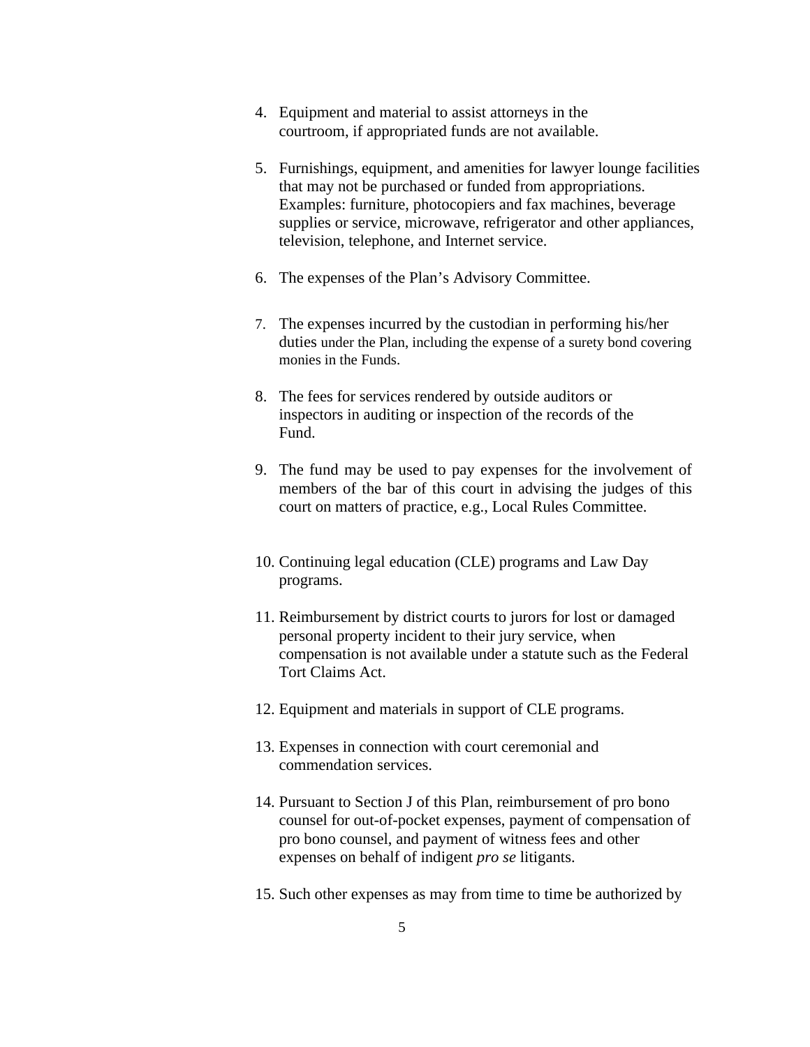4. Equipment and material to assist attorneys in the courtroom, if appropriated funds are not available.

5. Furnishings, equipment, and amenities for lawyer lounge facilities that may not be purchased or funded from appropriations. Examples: furniture, photocopiers and fax machines, beverage supplies or service, microwave, refrigerator and other appliances, television, telephone, and Internet service.

6. The expenses of the Plan's Advisory Committee.

7. The expenses incurred by the custodian in performing his/her duties under the Plan, including the expense of a surety bond covering monies in the Funds.

8. The fees for services rendered by outside auditors or inspectors in auditing or inspection of the records of the Fund.

9. The fund may be used to pay expenses for the involvement of members of the bar of this court in advising the judges of this court on matters of practice, e.g., Local Rules Committee.

10. Continuing legal education (CLE) programs and Law Day programs.

11. Reimbursement by district courts to jurors for lost or damaged personal property incident to their jury service, when compensation is not available under a statute such as the Federal Tort Claims Act.

12. Equipment and materials in support of CLE programs.

13. Expenses in connection with court ceremonial and commendation services.

14. Pursuant to Section J of this Plan, reimbursement of pro bono counsel for out-of-pocket expenses, payment of compensation of pro bono counsel, and payment of witness fees and other expenses on behalf of indigent *pro se* litigants.

15. Such other expenses as may from time to time be authorized by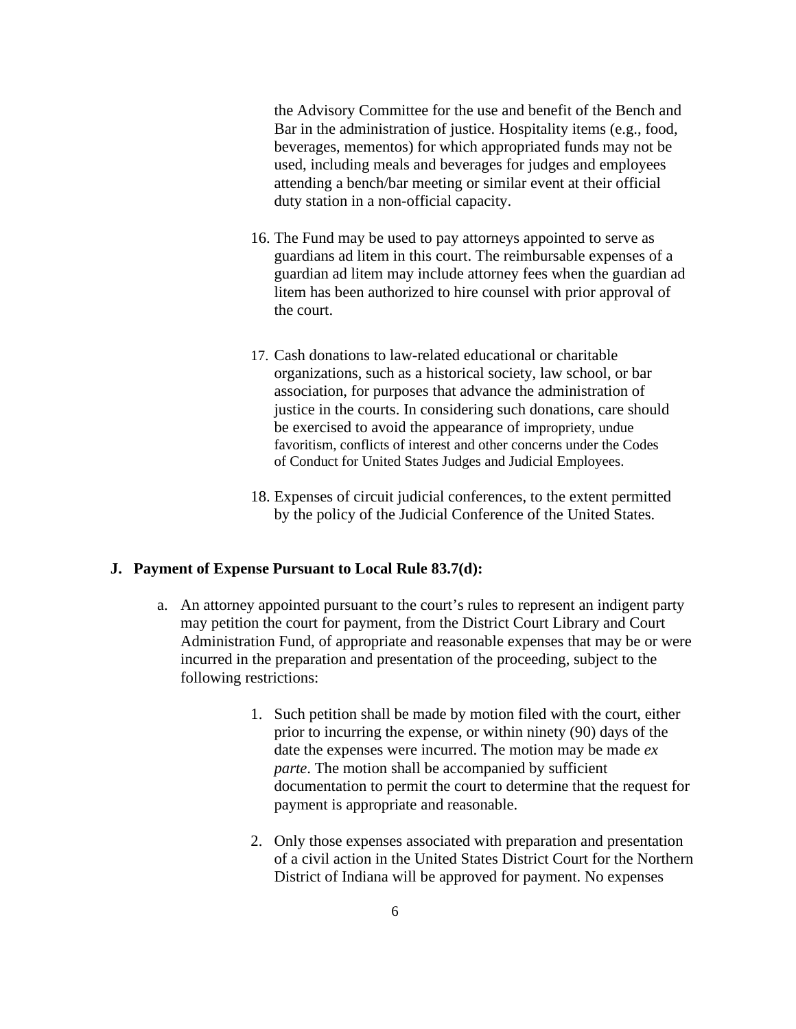the Advisory Committee for the use and benefit of the Bench and Bar in the administration of justice. Hospitality items (e.g., food, beverages, mementos) for which appropriated funds may not be used, including meals and beverages for judges and employees attending a bench/bar meeting or similar event at their official duty station in a non-official capacity.

16. The Fund may be used to pay attorneys appointed to serve as guardians ad litem in this court. The reimbursable expenses of a guardian ad litem may include attorney fees when the guardian ad litem has been authorized to hire counsel with prior approval of the court.

17. Cash donations to law-related educational or charitable organizations, such as a historical society, law school, or bar association, for purposes that advance the administration of justice in the courts. In considering such donations, care should be exercised to avoid the appearance of impropriety, undue favoritism, conflicts of interest and other concerns under the Codes of Conduct for United States Judges and Judicial Employees.

18. Expenses of circuit judicial conferences, to the extent permitted by the policy of the Judicial Conference of the United States.

**J. Payment of Expense Pursuant to Local Rule 83.7(d):**

a. An attorney appointed pursuant to the court's rules to represent an indigent party may petition the court for payment, from the District Court Library and Court Administration Fund, of appropriate and reasonable expenses that may be or were incurred in the preparation and presentation of the proceeding, subject to the following restrictions:

1. Such petition shall be made by motion filed with the court, either prior to incurring the expense, or within ninety (90) days of the date the expenses were incurred. The motion may be made *ex parte*. The motion shall be accompanied by sufficient documentation to permit the court to determine that the request for payment is appropriate and reasonable.

2. Only those expenses associated with preparation and presentation of a civil action in the United States District Court for the Northern District of Indiana will be approved for payment. No expenses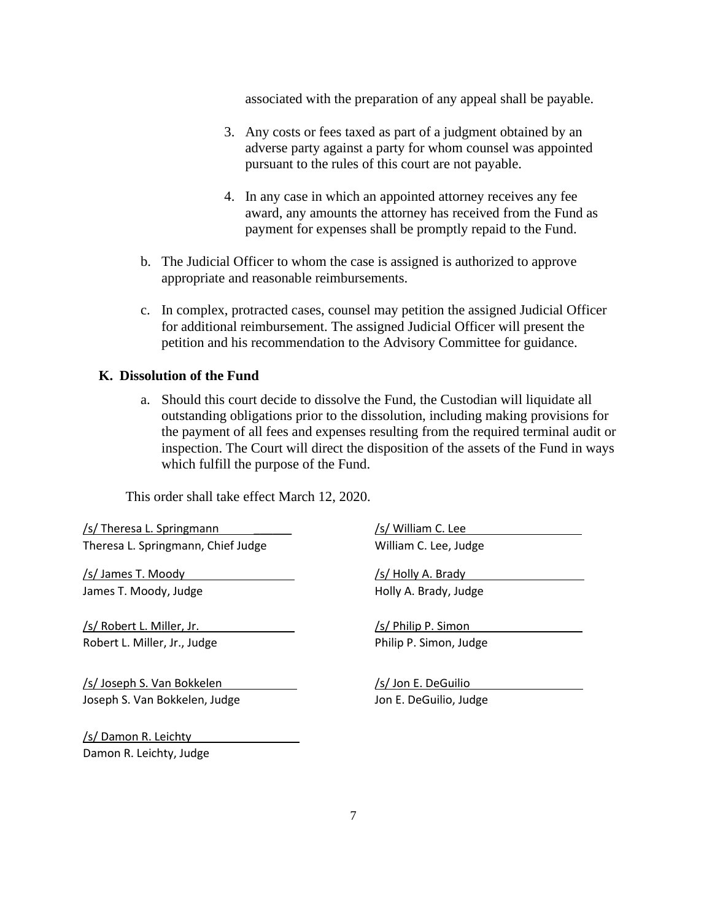associated with the preparation of any appeal shall be payable.

3. Any costs or fees taxed as part of a judgment obtained by an adverse party against a party for whom counsel was appointed pursuant to the rules of this court are not payable.

4. In any case in which an appointed attorney receives any fee award, any amounts the attorney has received from the Fund as payment for expenses shall be promptly repaid to the Fund.

b. The Judicial Officer to whom the case is assigned is authorized to approve appropriate and reasonable reimbursements.

c. In complex, protracted cases, counsel may petition the assigned Judicial Officer for additional reimbursement. The assigned Judicial Officer will present the petition and his recommendation to the Advisory Committee for guidance.

**K. Dissolution of the Fund**

a. Should this court decide to dissolve the Fund, the Custodian will liquidate all outstanding obligations prior to the dissolution, including making provisions for the payment of all fees and expenses resulting from the required terminal audit or inspection. The Court will direct the disposition of the assets of the Fund in ways which fulfill the purpose of the Fund.

This order shall take effect March 12, 2020.

/s/ Theresa L. Springmann
Theresa L. Springmann, Chief Judge

/s/ William C. Lee
William C. Lee, Judge

/s/ James T. Moody
James T. Moody, Judge

/s/ Holly A. Brady
Holly A. Brady, Judge

/s/ Robert L. Miller, Jr.
Robert L. Miller, Jr., Judge

/s/ Philip P. Simon
Philip P. Simon, Judge

/s/ Joseph S. Van Bokkelen
Joseph S. Van Bokkelen, Judge

/s/ Jon E. DeGuilio
Jon E. DeGuilio, Judge

/s/ Damon R. Leichty
Damon R. Leichty, Judge